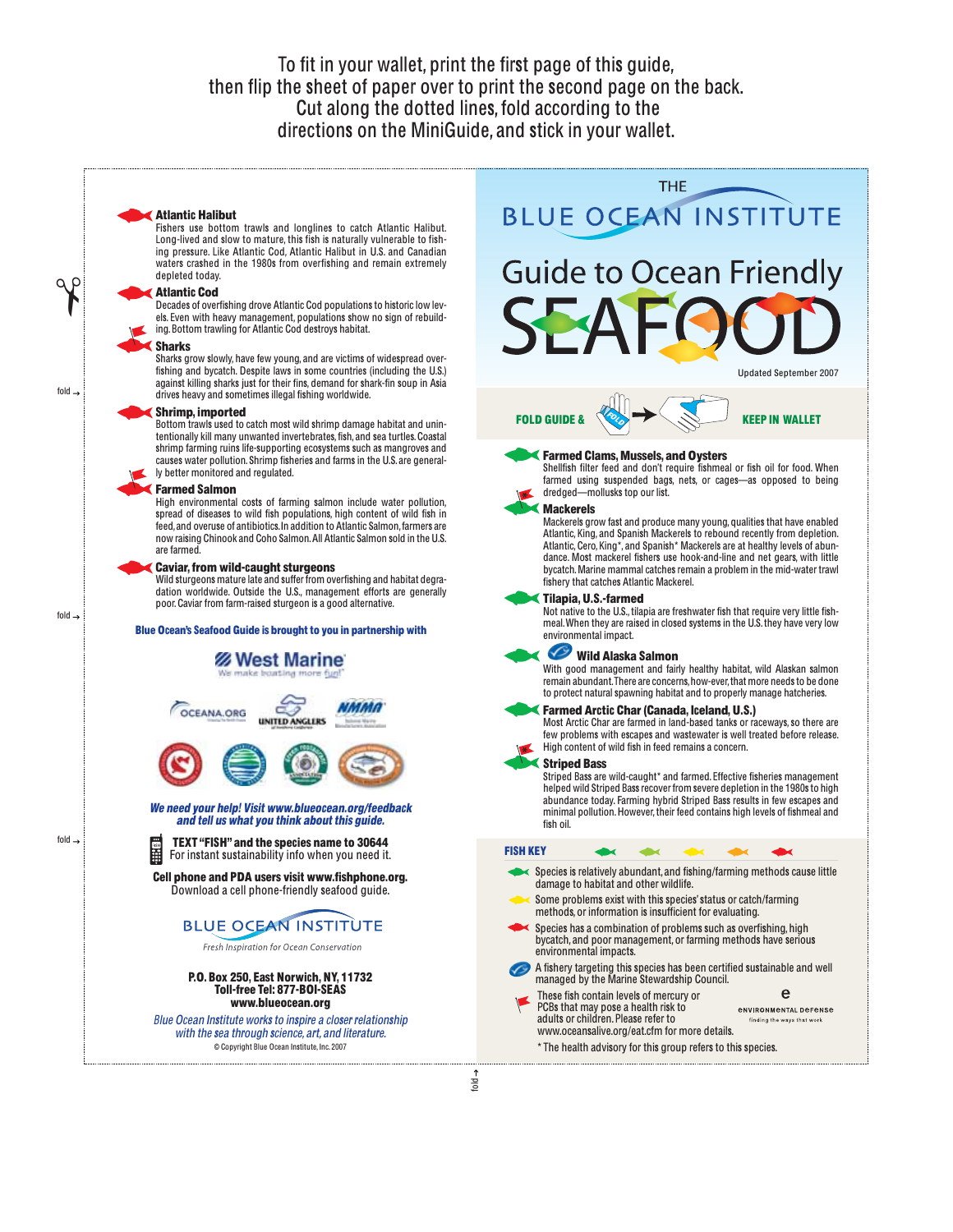To fit in your wallet, print the first page of this guide, then flip the sheet of paper over to print the second page on the back. Cut along the dotted lines, fold according to the directions on the MiniGuide, and stick in your wallet.

### Atlantic Halibut

Fishers use bottom trawls and longlines to catch Atlantic Halibut. Long-lived and slow to mature, this fish is naturally vulnerable to fishing pressure. Like Atlantic Cod, Atlantic Halibut in U.S. and Canadian waters crashed in the 1980s from overfishing and remain extremely depleted today.

### Atlantic Cod

Decades of overfishing drove Atlantic Cod populations to historic low levels. Even with heavy management, populations show no sign of rebuilding. Bottom trawling for Atlantic Cod destroys habitat.

### Sharks

Sharks grow slowly, have few young, and are victims of widespread overfishing and bycatch. Despite laws in some countries (including the U.S.) against killing sharks just for their fins, demand for shark-fin soup in Asia drives heavy and sometimes illegal fishing worldwide.

### Shrimp, imported

Bottom trawls used to catch most wild shrimp damage habitat and unintentionally kill many unwanted invertebrates, fish, and sea turtles. Coastal shrimp farming ruins life-supporting ecosystems such as mangroves and causes water pollution. Shrimp fisheries and farms in the U.S. are generally better monitored and regulated.

### Farmed Salmon

High environmental costs of farming salmon include water pollution, spread of diseases to wild fish populations, high content of wild fish in feed, and overuse of antibiotics. In addition to Atlantic Salmon, farmers are now raising Chinook and Coho Salmon. All Atlantic Salmon sold in the U.S. are farmed.

### Caviar, from wild-caught sturgeons

Wild sturgeons mature late and suffer from overfishing and habitat degradation worldwide. Outside the U.S., management efforts are generally poor. Caviar from farm-raised sturgeon is a good alternative.

**Blue Ocean's Seafood Guide is brought to you in partnership with**

West Marine — We make boating more fun!

OCEANA.ORG · UNITED ANGLERS · NMMA

***We need your help! Visit www.blueocean.org/feedback and tell us what you think about this guide.***

**TEXT "FISH" and the species name to 30644**
For instant sustainability info when you need it.

**Cell phone and PDA users visit www.fishphone.org.**
Download a cell phone-friendly seafood guide.

BLUE OCEAN INSTITUTE

*Fresh Inspiration for Ocean Conservation*

**P.O. Box 250, East Norwich, NY, 11732**
**Toll-free Tel: 877-BOI-SEAS**
**www.blueocean.org**

*Blue Ocean Institute works to inspire a closer relationship with the sea through science, art, and literature.*

© Copyright Blue Ocean Institute, Inc. 2007

# THE BLUE OCEAN INSTITUTE Guide to Ocean Friendly SEAFOOD

Updated September 2007

**FOLD GUIDE & KEEP IN WALLET**

### Farmed Clams, Mussels, and Oysters

Shellfish filter feed and don't require fishmeal or fish oil for food. When farmed using suspended bags, nets, or cages—as opposed to being dredged—mollusks top our list.

### Mackerels

Mackerels grow fast and produce many young, qualities that have enabled Atlantic, King, and Spanish Mackerels to rebound recently from depletion. Atlantic, Cero, King*, and Spanish* Mackerels are at healthy levels of abundance. Most mackerel fishers use hook-and-line and net gears, with little bycatch. Marine mammal catches remain a problem in the mid-water trawl fishery that catches Atlantic Mackerel.

### Tilapia, U.S.-farmed

Not native to the U.S., tilapia are freshwater fish that require very little fishmeal. When they are raised in closed systems in the U.S. they have very low environmental impact.

### Wild Alaska Salmon

With good management and fairly healthy habitat, wild Alaskan salmon remain abundant. There are concerns, how-ever, that more needs to be done to protect natural spawning habitat and to properly manage hatcheries.

### Farmed Arctic Char (Canada, Iceland, U.S.)

Most Arctic Char are farmed in land-based tanks or raceways, so there are few problems with escapes and wastewater is well treated before release. High content of wild fish in feed remains a concern.

### Striped Bass

Striped Bass are wild-caught* and farmed. Effective fisheries management helped wild Striped Bass recover from severe depletion in the 1980s to high abundance today. Farming hybrid Striped Bass results in few escapes and minimal pollution. However, their feed contains high levels of fishmeal and fish oil.

### FISH KEY

- Species is relatively abundant, and fishing/farming methods cause little damage to habitat and other wildlife.
- Some problems exist with this species' status or catch/farming methods, or information is insufficient for evaluating.
- Species has a combination of problems such as overfishing, high bycatch, and poor management, or farming methods have serious environmental impacts.
- A fishery targeting this species has been certified sustainable and well managed by the Marine Stewardship Council.
- These fish contain levels of mercury or PCBs that may pose a health risk to adults or children. Please refer to www.oceansalive.org/eat.cfm for more details.

Environmental Defense — finding the ways that work

* The health advisory for this group refers to this species.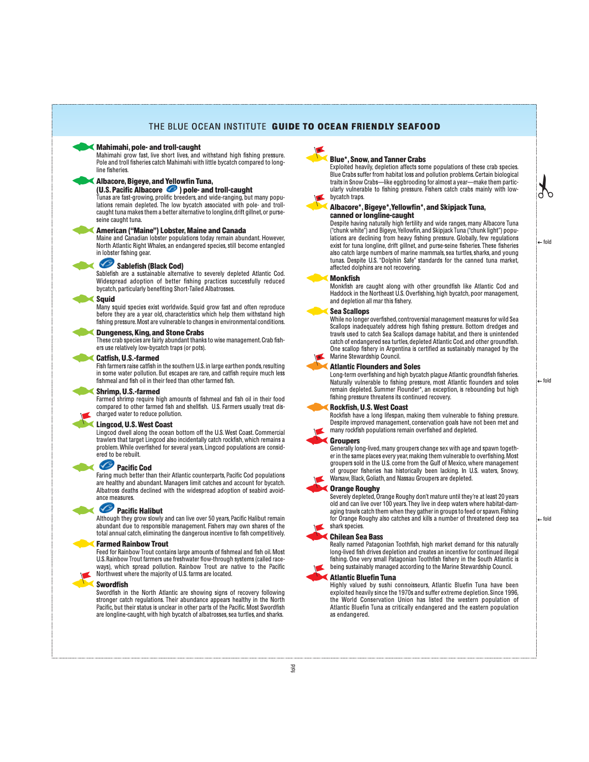# THE BLUE OCEAN INSTITUTE **GUIDE TO OCEAN FRIENDLY SEAFOOD**

### Mahimahi, pole- and troll-caught
Mahimahi grow fast, live short lives, and withstand high fishing pressure. Pole and troll fisheries catch Mahimahi with little bycatch compared to longline fisheries.

### Albacore, Bigeye, and Yellowfin Tuna, (U.S. Pacific Albacore ) pole- and troll-caught
Tunas are fast-growing, prolific breeders, and wide-ranging, but many populations remain depleted. The low bycatch associated with pole- and troll-caught tuna makes them a better alternative to longline, drift gillnet, or purse-seine caught tuna.

### American ("Maine") Lobster, Maine and Canada
Maine and Canadian lobster populations today remain abundant. However, North Atlantic Right Whales, an endangered species, still become entangled in lobster fishing gear.

### Sablefish (Black Cod)
Sablefish are a sustainable alternative to severely depleted Atlantic Cod. Widespread adoption of better fishing practices successfully reduced bycatch, particularly benefiting Short-Tailed Albatrosses.

### Squid
Many squid species exist worldwide. Squid grow fast and often reproduce before they are a year old, characteristics which help them withstand high fishing pressure. Most are vulnerable to changes in environmental conditions.

### Dungeness, King, and Stone Crabs
These crab species are fairly abundant thanks to wise management. Crab fishers use relatively low-bycatch traps (or pots).

### Catfish, U.S.-farmed
Fish farmers raise catfish in the southern U.S. in large earthen ponds, resulting in some water pollution. But escapes are rare, and catfish require much less fishmeal and fish oil in their feed than other farmed fish.

### Shrimp, U.S.-farmed
Farmed shrimp require high amounts of fishmeal and fish oil in their food compared to other farmed fish and shellfish. U.S. Farmers usually treat discharged water to reduce pollution.

### Lingcod, U.S. West Coast
Lingcod dwell along the ocean bottom off the U.S. West Coast. Commercial trawlers that target Lingcod also incidentally catch rockfish, which remains a problem. While overfished for several years, Lingcod populations are considered to be rebuilt.

### Pacific Cod
Faring much better than their Atlantic counterparts, Pacific Cod populations are healthy and abundant. Managers limit catches and account for bycatch. Albatross deaths declined with the widespread adoption of seabird avoidance measures.

### Pacific Halibut
Although they grow slowly and can live over 50 years, Pacific Halibut remain abundant due to responsible management. Fishers may own shares of the total annual catch, eliminating the dangerous incentive to fish competitively.

### Farmed Rainbow Trout
Feed for Rainbow Trout contains large amounts of fishmeal and fish oil. Most U.S. Rainbow Trout farmers use freshwater flow-through systems (called raceways), which spread pollution. Rainbow Trout are native to the Pacific Northwest where the majority of U.S. farms are located.

### Swordfish
Swordfish in the North Atlantic are showing signs of recovery following stronger catch regulations. Their abundance appears healthy in the North Pacific, but their status is unclear in other parts of the Pacific. Most Swordfish are longline-caught, with high bycatch of albatrosses, sea turtles, and sharks.

### Blue*, Snow, and Tanner Crabs
Exploited heavily, depletion affects some populations of these crab species. Blue Crabs suffer from habitat loss and pollution problems. Certain biological traits in Snow Crabs—like eggbrooding for almost a year—make them particularly vulnerable to fishing pressure. Fishers catch crabs mainly with low-bycatch traps.

### Albacore*, Bigeye*, Yellowfin*, and Skipjack Tuna, canned or longline-caught
Despite having naturally high fertility and wide ranges, many Albacore Tuna ("chunk white") and Bigeye, Yellowfin, and Skipjack Tuna ("chunk light") populations are declining from heavy fishing pressure. Globally, few regulations exist for tuna longline, drift gillnet, and purse-seine fisheries. These fisheries also catch large numbers of marine mammals, sea turtles, sharks, and young tunas. Despite U.S. "Dolphin Safe" standards for the canned tuna market, affected dolphins are not recovering.

### Monkfish
Monkfish are caught along with other groundfish like Atlantic Cod and Haddock in the Northeast U.S. Overfishing, high bycatch, poor management, and depletion all mar this fishery.

### Sea Scallops
While no longer overfished, controversial management measures for wild Sea Scallops inadequately address high fishing pressure. Bottom dredges and trawls used to catch Sea Scallops damage habitat, and there is unintended catch of endangered sea turtles, depleted Atlantic Cod, and other groundfish. One scallop fishery in Argentina is certified as sustainably managed by the Marine Stewardship Council.

### Atlantic Flounders and Soles
Long-term overfishing and high bycatch plague Atlantic groundfish fisheries. Naturally vulnerable to fishing pressure, most Atlantic flounders and soles remain depleted. Summer Flounder*, an exception, is rebounding but high fishing pressure threatens its continued recovery.

### Rockfish, U.S. West Coast
Rockfish have a long lifespan, making them vulnerable to fishing pressure. Despite improved management, conservation goals have not been met and many rockfish populations remain overfished and depleted.

### Groupers
Generally long-lived, many groupers change sex with age and spawn together in the same places every year, making them vulnerable to overfishing. Most groupers sold in the U.S. come from the Gulf of Mexico, where management of grouper fisheries has historically been lacking. In U.S. waters, Snowy, Warsaw, Black, Goliath, and Nassau Groupers are depleted.

### Orange Roughy
Severely depleted, Orange Roughy don't mature until they're at least 20 years old and can live over 100 years. They live in deep waters where habitat-damaging trawls catch them when they gather in groups to feed or spawn. Fishing for Orange Roughy also catches and kills a number of threatened deep sea shark species.

### Chilean Sea Bass
Really named Patagonian Toothfish, high market demand for this naturally long-lived fish drives depletion and creates an incentive for continued illegal fishing. One very small Patagonian Toothfish fishery in the South Atlantic is being sustainably managed according to the Marine Stewardship Council.

### Atlantic Bluefin Tuna
Highly valued by sushi connoisseurs, Atlantic Bluefin Tuna have been exploited heavily since the 1970s and suffer extreme depletion. Since 1996, the World Conservation Union has listed the western population of Atlantic Bluefin Tuna as critically endangered and the eastern population as endangered.